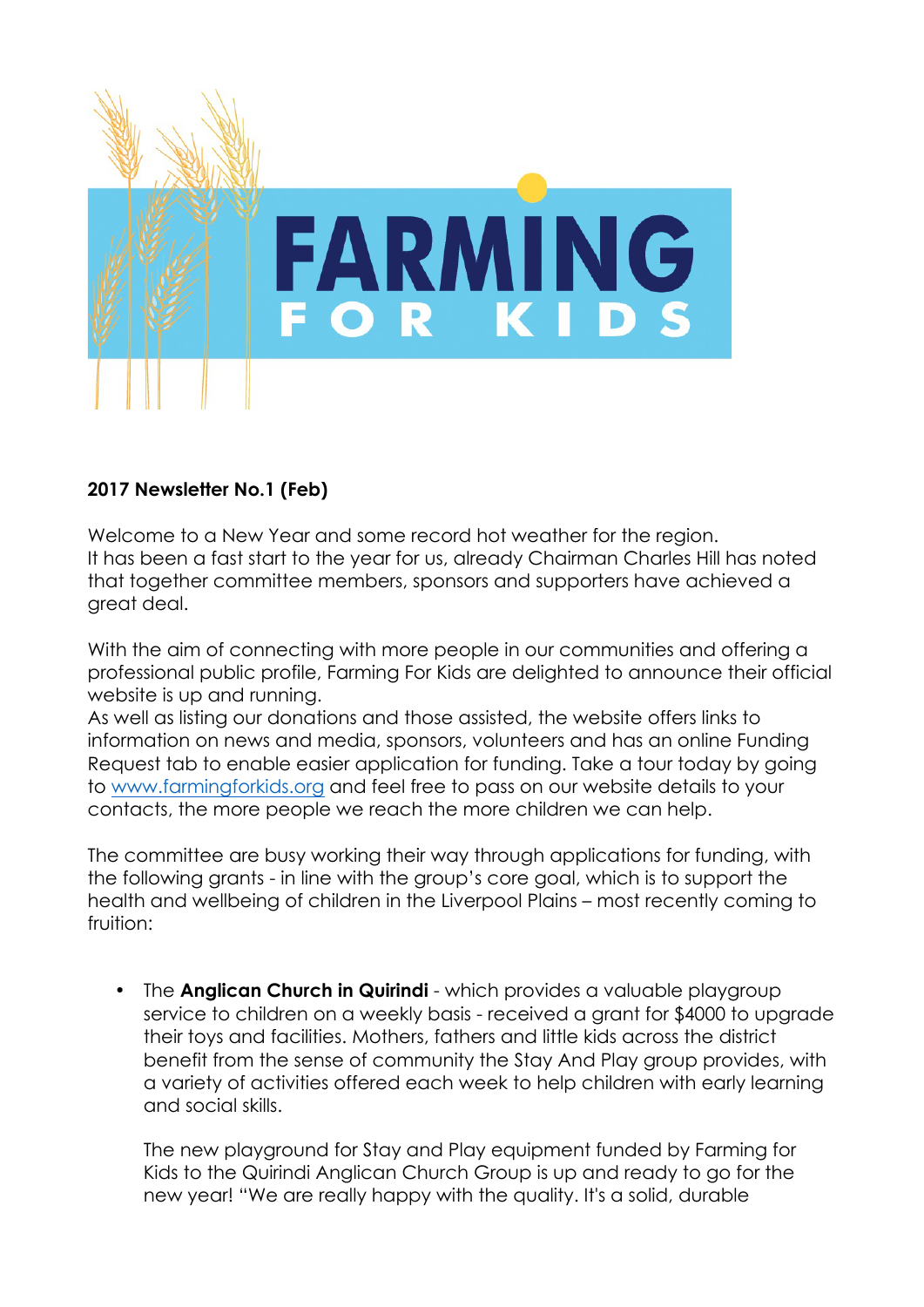# FARMING FOR KIDS

**2017 Newsletter No.1 (Feb)**

Welcome to a New Year and some record hot weather for the region.
It has been a fast start to the year for us, already Chairman Charles Hill has noted that together committee members, sponsors and supporters have achieved a great deal.

With the aim of connecting with more people in our communities and offering a professional public profile, Farming For Kids are delighted to announce their official website is up and running.
As well as listing our donations and those assisted, the website offers links to information on news and media, sponsors, volunteers and has an online Funding Request tab to enable easier application for funding. Take a tour today by going to [www.farmingforkids.org](http://www.farmingforkids.org) and feel free to pass on our website details to your contacts, the more people we reach the more children we can help.

The committee are busy working their way through applications for funding, with the following grants - in line with the group's core goal, which is to support the health and wellbeing of children in the Liverpool Plains – most recently coming to fruition:

- The **Anglican Church in Quirindi** - which provides a valuable playgroup service to children on a weekly basis - received a grant for $4000 to upgrade their toys and facilities. Mothers, fathers and little kids across the district benefit from the sense of community the Stay And Play group provides, with a variety of activities offered each week to help children with early learning and social skills.

  The new playground for Stay and Play equipment funded by Farming for Kids to the Quirindi Anglican Church Group is up and ready to go for the new year! "We are really happy with the quality. It's a solid, durable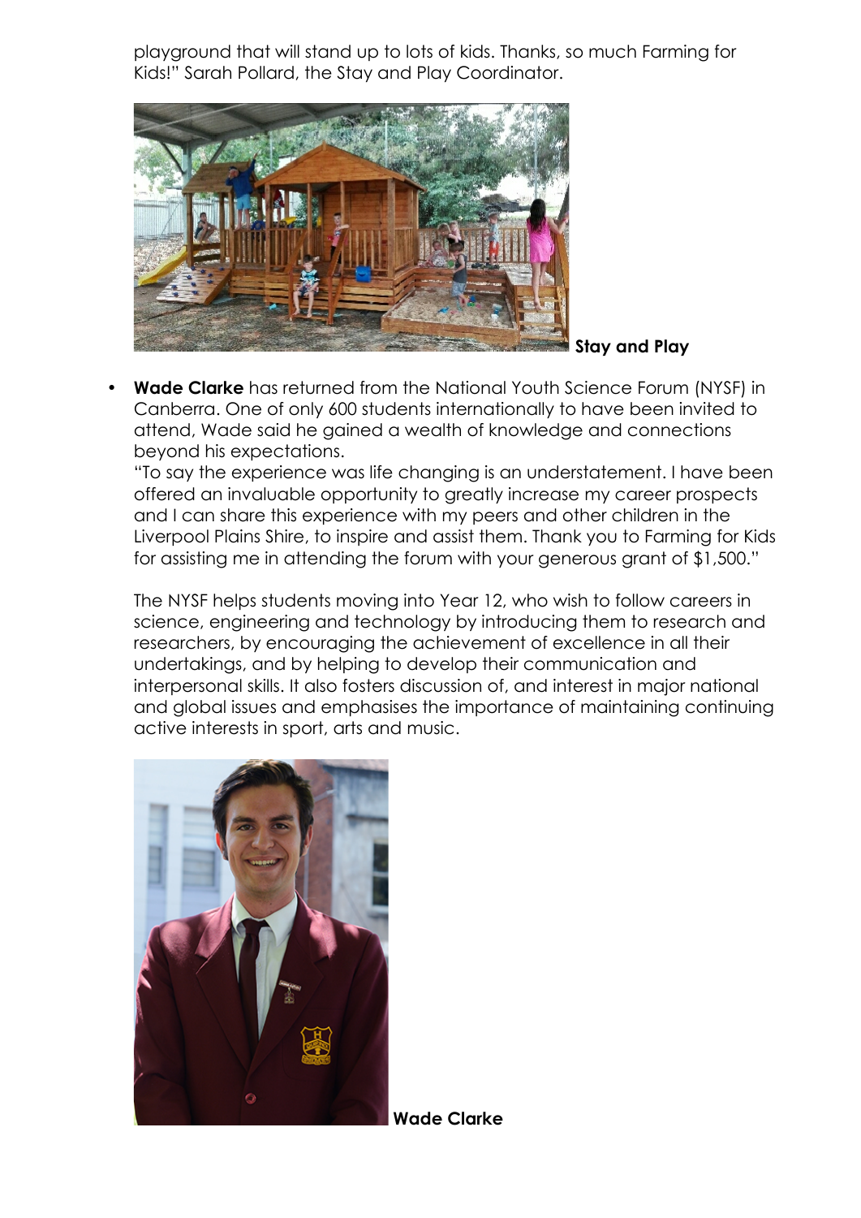playground that will stand up to lots of kids. Thanks, so much Farming for Kids!" Sarah Pollard, the Stay and Play Coordinator.

**Stay and Play**

- **Wade Clarke** has returned from the National Youth Science Forum (NYSF) in Canberra. One of only 600 students internationally to have been invited to attend, Wade said he gained a wealth of knowledge and connections beyond his expectations.
  "To say the experience was life changing is an understatement. I have been offered an invaluable opportunity to greatly increase my career prospects and I can share this experience with my peers and other children in the Liverpool Plains Shire, to inspire and assist them. Thank you to Farming for Kids for assisting me in attending the forum with your generous grant of $1,500."

  The NYSF helps students moving into Year 12, who wish to follow careers in science, engineering and technology by introducing them to research and researchers, by encouraging the achievement of excellence in all their undertakings, and by helping to develop their communication and interpersonal skills. It also fosters discussion of, and interest in major national and global issues and emphasises the importance of maintaining continuing active interests in sport, arts and music.

**Wade Clarke**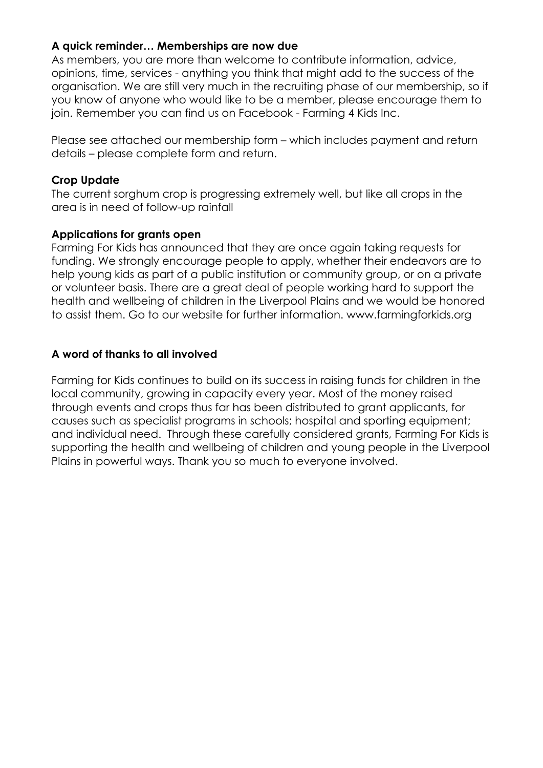**A quick reminder… Memberships are now due**

As members, you are more than welcome to contribute information, advice, opinions, time, services - anything you think that might add to the success of the organisation. We are still very much in the recruiting phase of our membership, so if you know of anyone who would like to be a member, please encourage them to join. Remember you can find us on Facebook - Farming 4 Kids Inc.

Please see attached our membership form – which includes payment and return details – please complete form and return.

**Crop Update**

The current sorghum crop is progressing extremely well, but like all crops in the area is in need of follow-up rainfall

**Applications for grants open**

Farming For Kids has announced that they are once again taking requests for funding. We strongly encourage people to apply, whether their endeavors are to help young kids as part of a public institution or community group, or on a private or volunteer basis. There are a great deal of people working hard to support the health and wellbeing of children in the Liverpool Plains and we would be honored to assist them. Go to our website for further information. www.farmingforkids.org

**A word of thanks to all involved**

Farming for Kids continues to build on its success in raising funds for children in the local community, growing in capacity every year. Most of the money raised through events and crops thus far has been distributed to grant applicants, for causes such as specialist programs in schools; hospital and sporting equipment; and individual need. Through these carefully considered grants, Farming For Kids is supporting the health and wellbeing of children and young people in the Liverpool Plains in powerful ways. Thank you so much to everyone involved.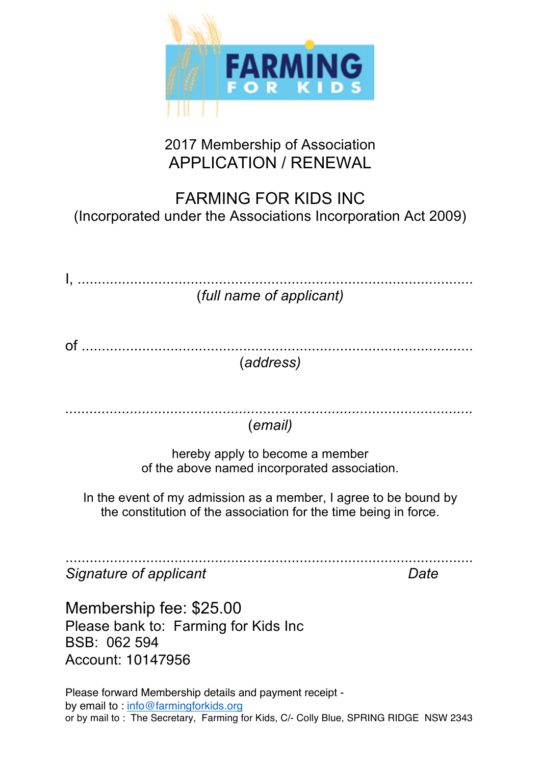FARMING FOR KIDS

2017 Membership of Association
APPLICATION / RENEWAL

FARMING FOR KIDS INC
(Incorporated under the Associations Incorporation Act 2009)

I, ..........................................................................................
(*full name of applicant)*

of ..........................................................................................
(*address)*

..........................................................................................
(*email)*

hereby apply to become a member
of the above named incorporated association.

In the event of my admission as a member, I agree to be bound by
the constitution of the association for the time being in force.

..........................................................................................
*Signature of applicant* *Date*

Membership fee: $25.00
Please bank to: Farming for Kids Inc
BSB: 062 594
Account: 10147956

Please forward Membership details and payment receipt -
by email to : info@farmingforkids.org
or by mail to : The Secretary, Farming for Kids, C/- Colly Blue, SPRING RIDGE NSW 2343